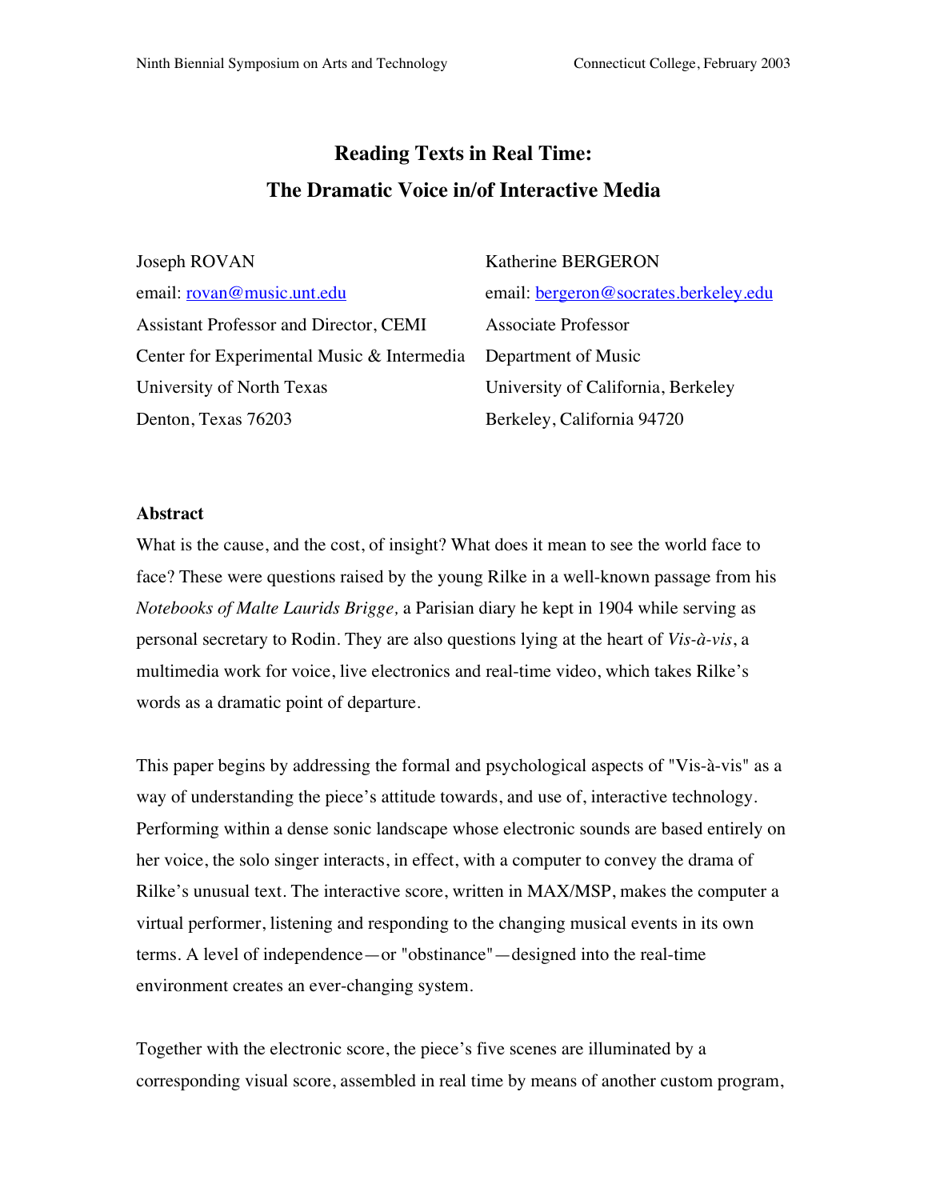# Reading Texts in Real Time: The Dramatic Voice in/of Interactive Media

Joseph ROVAN
email: rovan@music.unt.edu
Assistant Professor and Director, CEMI
Center for Experimental Music & Intermedia
University of North Texas
Denton, Texas 76203

Katherine BERGERON
email: bergeron@socrates.berkeley.edu
Associate Professor
Department of Music
University of California, Berkeley
Berkeley, California 94720

## Abstract

What is the cause, and the cost, of insight? What does it mean to see the world face to face? These were questions raised by the young Rilke in a well-known passage from his *Notebooks of Malte Laurids Brigge,* a Parisian diary he kept in 1904 while serving as personal secretary to Rodin. They are also questions lying at the heart of *Vis-à-vis*, a multimedia work for voice, live electronics and real-time video, which takes Rilke's words as a dramatic point of departure.

This paper begins by addressing the formal and psychological aspects of "Vis-à-vis" as a way of understanding the piece's attitude towards, and use of, interactive technology. Performing within a dense sonic landscape whose electronic sounds are based entirely on her voice, the solo singer interacts, in effect, with a computer to convey the drama of Rilke's unusual text. The interactive score, written in MAX/MSP, makes the computer a virtual performer, listening and responding to the changing musical events in its own terms. A level of independence—or "obstinance"—designed into the real-time environment creates an ever-changing system.

Together with the electronic score, the piece's five scenes are illuminated by a corresponding visual score, assembled in real time by means of another custom program,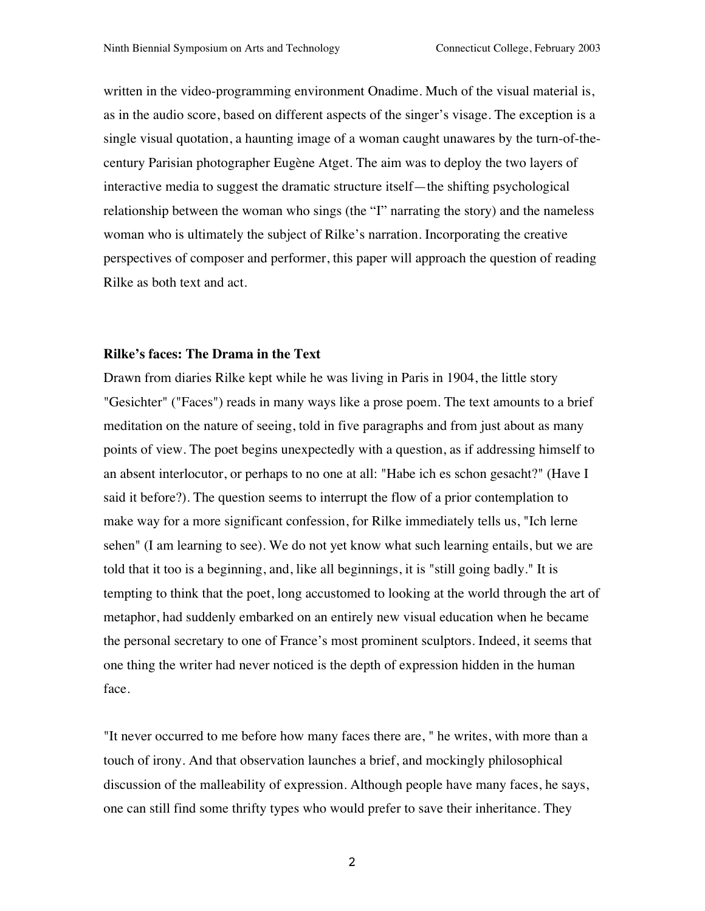written in the video-programming environment Onadime. Much of the visual material is, as in the audio score, based on different aspects of the singer's visage. The exception is a single visual quotation, a haunting image of a woman caught unawares by the turn-of-the-century Parisian photographer Eugène Atget. The aim was to deploy the two layers of interactive media to suggest the dramatic structure itself—the shifting psychological relationship between the woman who sings (the "I" narrating the story) and the nameless woman who is ultimately the subject of Rilke's narration. Incorporating the creative perspectives of composer and performer, this paper will approach the question of reading Rilke as both text and act.

**Rilke's faces: The Drama in the Text**

Drawn from diaries Rilke kept while he was living in Paris in 1904, the little story "Gesichter" ("Faces") reads in many ways like a prose poem. The text amounts to a brief meditation on the nature of seeing, told in five paragraphs and from just about as many points of view. The poet begins unexpectedly with a question, as if addressing himself to an absent interlocutor, or perhaps to no one at all: "Habe ich es schon gesacht?" (Have I said it before?). The question seems to interrupt the flow of a prior contemplation to make way for a more significant confession, for Rilke immediately tells us, "Ich lerne sehen" (I am learning to see). We do not yet know what such learning entails, but we are told that it too is a beginning, and, like all beginnings, it is "still going badly." It is tempting to think that the poet, long accustomed to looking at the world through the art of metaphor, had suddenly embarked on an entirely new visual education when he became the personal secretary to one of France's most prominent sculptors. Indeed, it seems that one thing the writer had never noticed is the depth of expression hidden in the human face.

"It never occurred to me before how many faces there are, " he writes, with more than a touch of irony. And that observation launches a brief, and mockingly philosophical discussion of the malleability of expression. Although people have many faces, he says, one can still find some thrifty types who would prefer to save their inheritance. They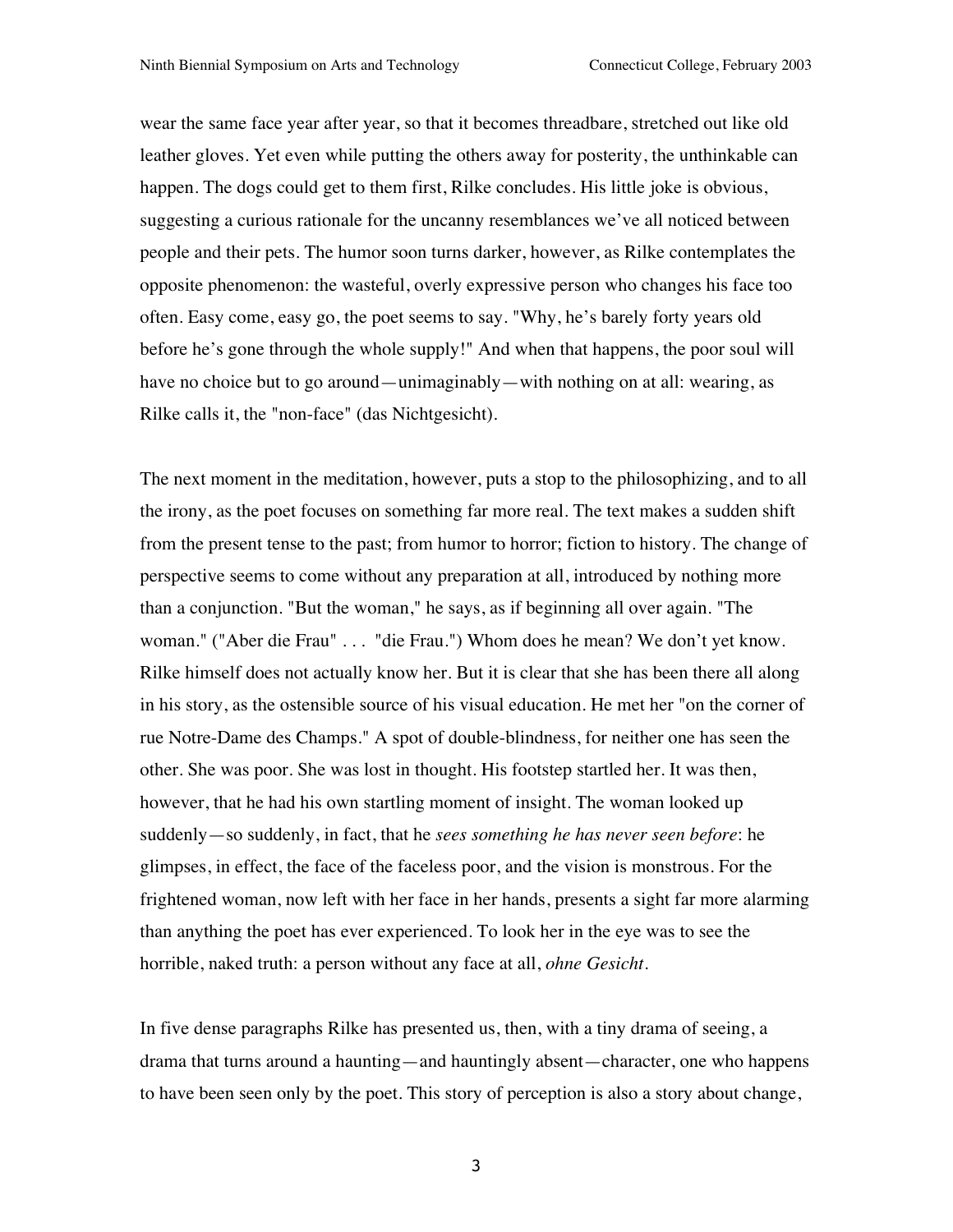wear the same face year after year, so that it becomes threadbare, stretched out like old leather gloves. Yet even while putting the others away for posterity, the unthinkable can happen. The dogs could get to them first, Rilke concludes. His little joke is obvious, suggesting a curious rationale for the uncanny resemblances we've all noticed between people and their pets. The humor soon turns darker, however, as Rilke contemplates the opposite phenomenon: the wasteful, overly expressive person who changes his face too often. Easy come, easy go, the poet seems to say. "Why, he's barely forty years old before he's gone through the whole supply!" And when that happens, the poor soul will have no choice but to go around—unimaginably—with nothing on at all: wearing, as Rilke calls it, the "non-face" (das Nichtgesicht).

The next moment in the meditation, however, puts a stop to the philosophizing, and to all the irony, as the poet focuses on something far more real. The text makes a sudden shift from the present tense to the past; from humor to horror; fiction to history. The change of perspective seems to come without any preparation at all, introduced by nothing more than a conjunction. "But the woman," he says, as if beginning all over again. "The woman." ("Aber die Frau" . . . "die Frau.") Whom does he mean? We don't yet know. Rilke himself does not actually know her. But it is clear that she has been there all along in his story, as the ostensible source of his visual education. He met her "on the corner of rue Notre-Dame des Champs." A spot of double-blindness, for neither one has seen the other. She was poor. She was lost in thought. His footstep startled her. It was then, however, that he had his own startling moment of insight. The woman looked up suddenly—so suddenly, in fact, that he *sees something he has never seen before*: he glimpses, in effect, the face of the faceless poor, and the vision is monstrous. For the frightened woman, now left with her face in her hands, presents a sight far more alarming than anything the poet has ever experienced. To look her in the eye was to see the horrible, naked truth: a person without any face at all, *ohne Gesicht*.

In five dense paragraphs Rilke has presented us, then, with a tiny drama of seeing, a drama that turns around a haunting—and hauntingly absent—character, one who happens to have been seen only by the poet. This story of perception is also a story about change,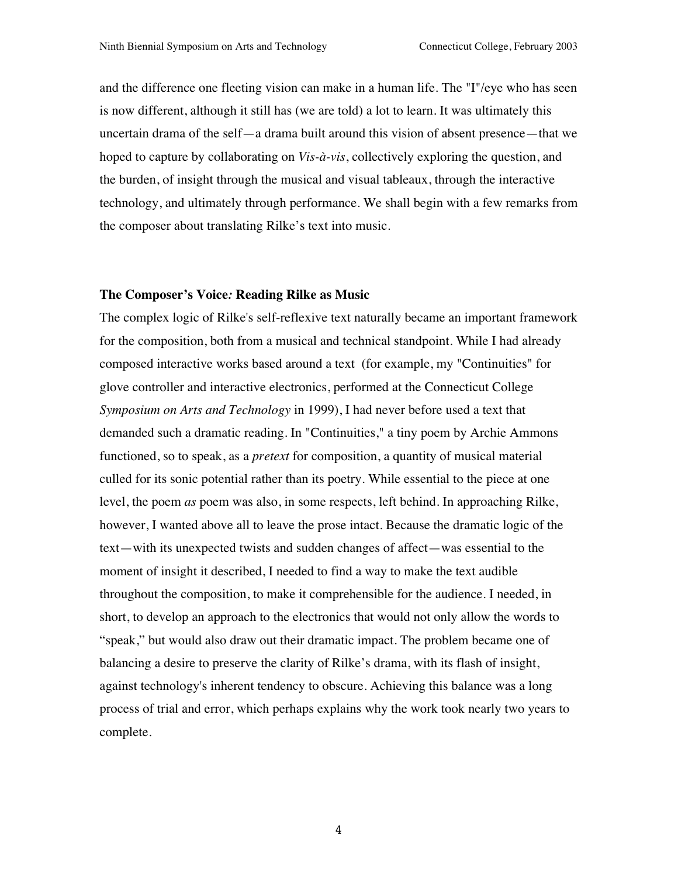and the difference one fleeting vision can make in a human life. The "I"/eye who has seen is now different, although it still has (we are told) a lot to learn. It was ultimately this uncertain drama of the self—a drama built around this vision of absent presence—that we hoped to capture by collaborating on *Vis-à-vis*, collectively exploring the question, and the burden, of insight through the musical and visual tableaux, through the interactive technology, and ultimately through performance. We shall begin with a few remarks from the composer about translating Rilke's text into music.

### The Composer's Voice*:* Reading Rilke as Music

The complex logic of Rilke's self-reflexive text naturally became an important framework for the composition, both from a musical and technical standpoint. While I had already composed interactive works based around a text (for example, my "Continuities" for glove controller and interactive electronics, performed at the Connecticut College *Symposium on Arts and Technology* in 1999), I had never before used a text that demanded such a dramatic reading. In "Continuities," a tiny poem by Archie Ammons functioned, so to speak, as a *pretext* for composition, a quantity of musical material culled for its sonic potential rather than its poetry. While essential to the piece at one level, the poem *as* poem was also, in some respects, left behind. In approaching Rilke, however, I wanted above all to leave the prose intact. Because the dramatic logic of the text—with its unexpected twists and sudden changes of affect—was essential to the moment of insight it described, I needed to find a way to make the text audible throughout the composition, to make it comprehensible for the audience. I needed, in short, to develop an approach to the electronics that would not only allow the words to "speak," but would also draw out their dramatic impact. The problem became one of balancing a desire to preserve the clarity of Rilke's drama, with its flash of insight, against technology's inherent tendency to obscure. Achieving this balance was a long process of trial and error, which perhaps explains why the work took nearly two years to complete.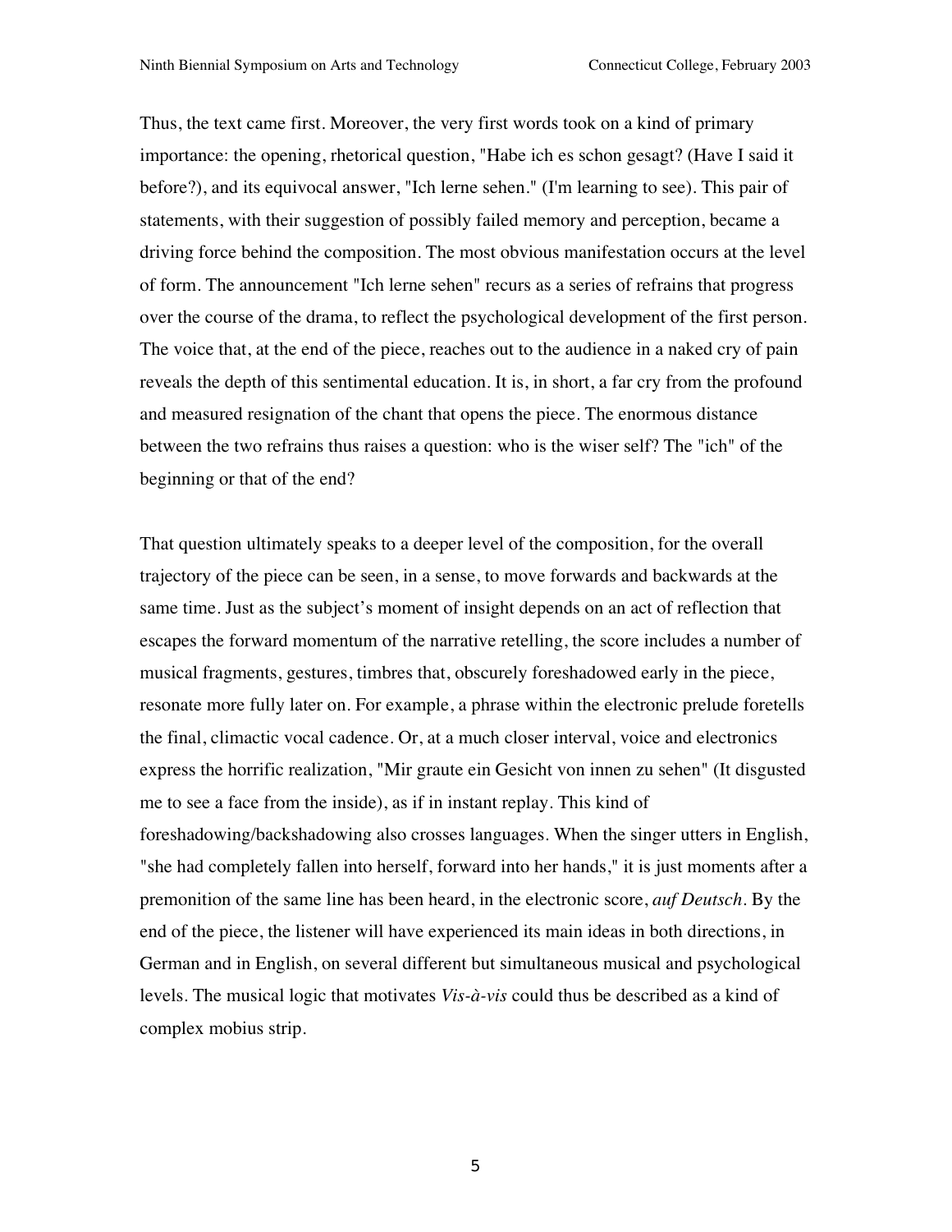Thus, the text came first. Moreover, the very first words took on a kind of primary importance: the opening, rhetorical question, "Habe ich es schon gesagt? (Have I said it before?), and its equivocal answer, "Ich lerne sehen." (I'm learning to see). This pair of statements, with their suggestion of possibly failed memory and perception, became a driving force behind the composition. The most obvious manifestation occurs at the level of form. The announcement "Ich lerne sehen" recurs as a series of refrains that progress over the course of the drama, to reflect the psychological development of the first person. The voice that, at the end of the piece, reaches out to the audience in a naked cry of pain reveals the depth of this sentimental education. It is, in short, a far cry from the profound and measured resignation of the chant that opens the piece. The enormous distance between the two refrains thus raises a question: who is the wiser self? The "ich" of the beginning or that of the end?

That question ultimately speaks to a deeper level of the composition, for the overall trajectory of the piece can be seen, in a sense, to move forwards and backwards at the same time. Just as the subject's moment of insight depends on an act of reflection that escapes the forward momentum of the narrative retelling, the score includes a number of musical fragments, gestures, timbres that, obscurely foreshadowed early in the piece, resonate more fully later on. For example, a phrase within the electronic prelude foretells the final, climactic vocal cadence. Or, at a much closer interval, voice and electronics express the horrific realization, "Mir graute ein Gesicht von innen zu sehen" (It disgusted me to see a face from the inside), as if in instant replay. This kind of foreshadowing/backshadowing also crosses languages. When the singer utters in English, "she had completely fallen into herself, forward into her hands," it is just moments after a premonition of the same line has been heard, in the electronic score, *auf Deutsch*. By the end of the piece, the listener will have experienced its main ideas in both directions, in German and in English, on several different but simultaneous musical and psychological levels. The musical logic that motivates *Vis-à-vis* could thus be described as a kind of complex mobius strip.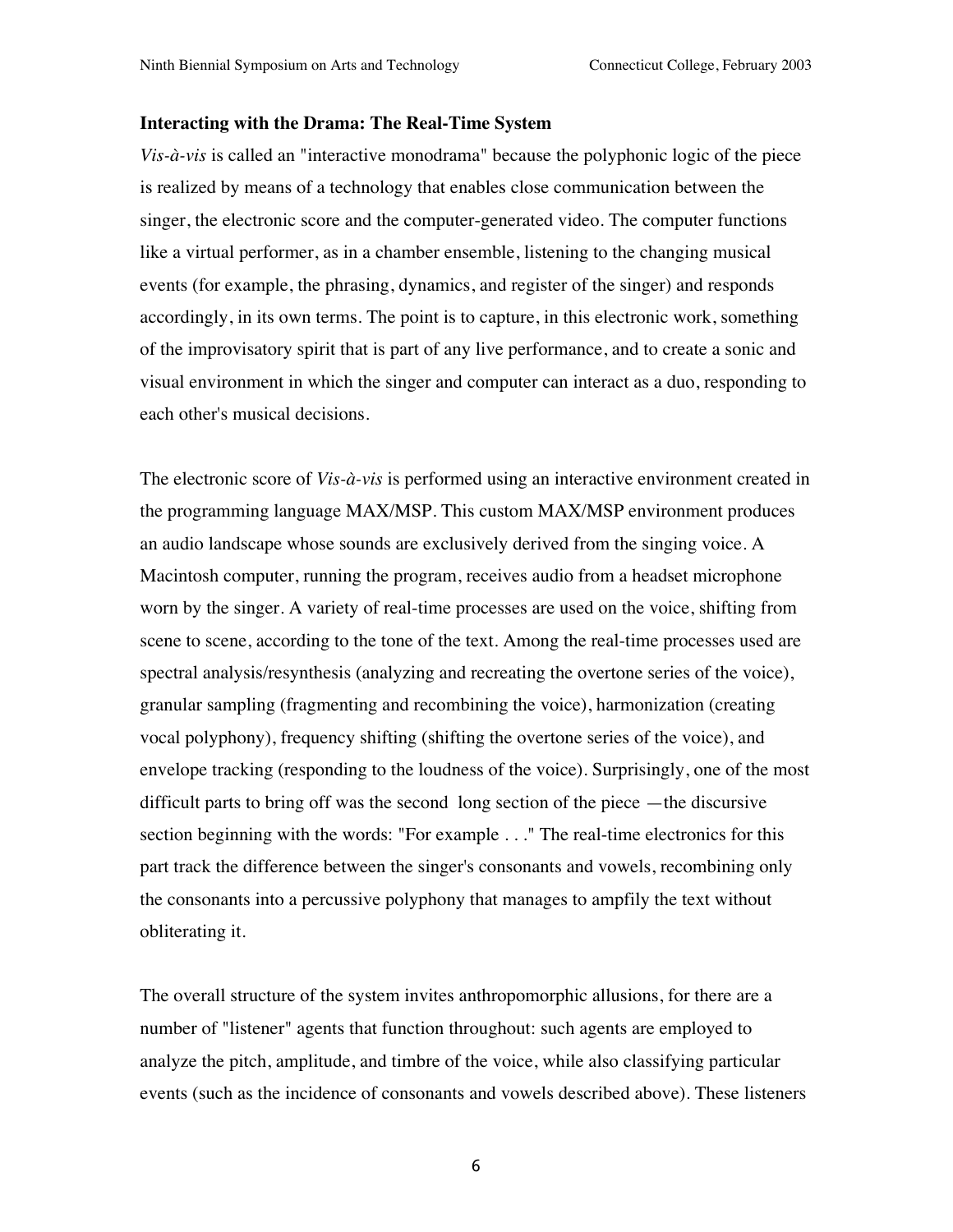### Interacting with the Drama: The Real-Time System

*Vis-à-vis* is called an "interactive monodrama" because the polyphonic logic of the piece is realized by means of a technology that enables close communication between the singer, the electronic score and the computer-generated video. The computer functions like a virtual performer, as in a chamber ensemble, listening to the changing musical events (for example, the phrasing, dynamics, and register of the singer) and responds accordingly, in its own terms. The point is to capture, in this electronic work, something of the improvisatory spirit that is part of any live performance, and to create a sonic and visual environment in which the singer and computer can interact as a duo, responding to each other's musical decisions.

The electronic score of *Vis-à-vis* is performed using an interactive environment created in the programming language MAX/MSP. This custom MAX/MSP environment produces an audio landscape whose sounds are exclusively derived from the singing voice. A Macintosh computer, running the program, receives audio from a headset microphone worn by the singer. A variety of real-time processes are used on the voice, shifting from scene to scene, according to the tone of the text. Among the real-time processes used are spectral analysis/resynthesis (analyzing and recreating the overtone series of the voice), granular sampling (fragmenting and recombining the voice), harmonization (creating vocal polyphony), frequency shifting (shifting the overtone series of the voice), and envelope tracking (responding to the loudness of the voice). Surprisingly, one of the most difficult parts to bring off was the second long section of the piece —the discursive section beginning with the words: "For example . . ." The real-time electronics for this part track the difference between the singer's consonants and vowels, recombining only the consonants into a percussive polyphony that manages to ampfily the text without obliterating it.

The overall structure of the system invites anthropomorphic allusions, for there are a number of "listener" agents that function throughout: such agents are employed to analyze the pitch, amplitude, and timbre of the voice, while also classifying particular events (such as the incidence of consonants and vowels described above). These listeners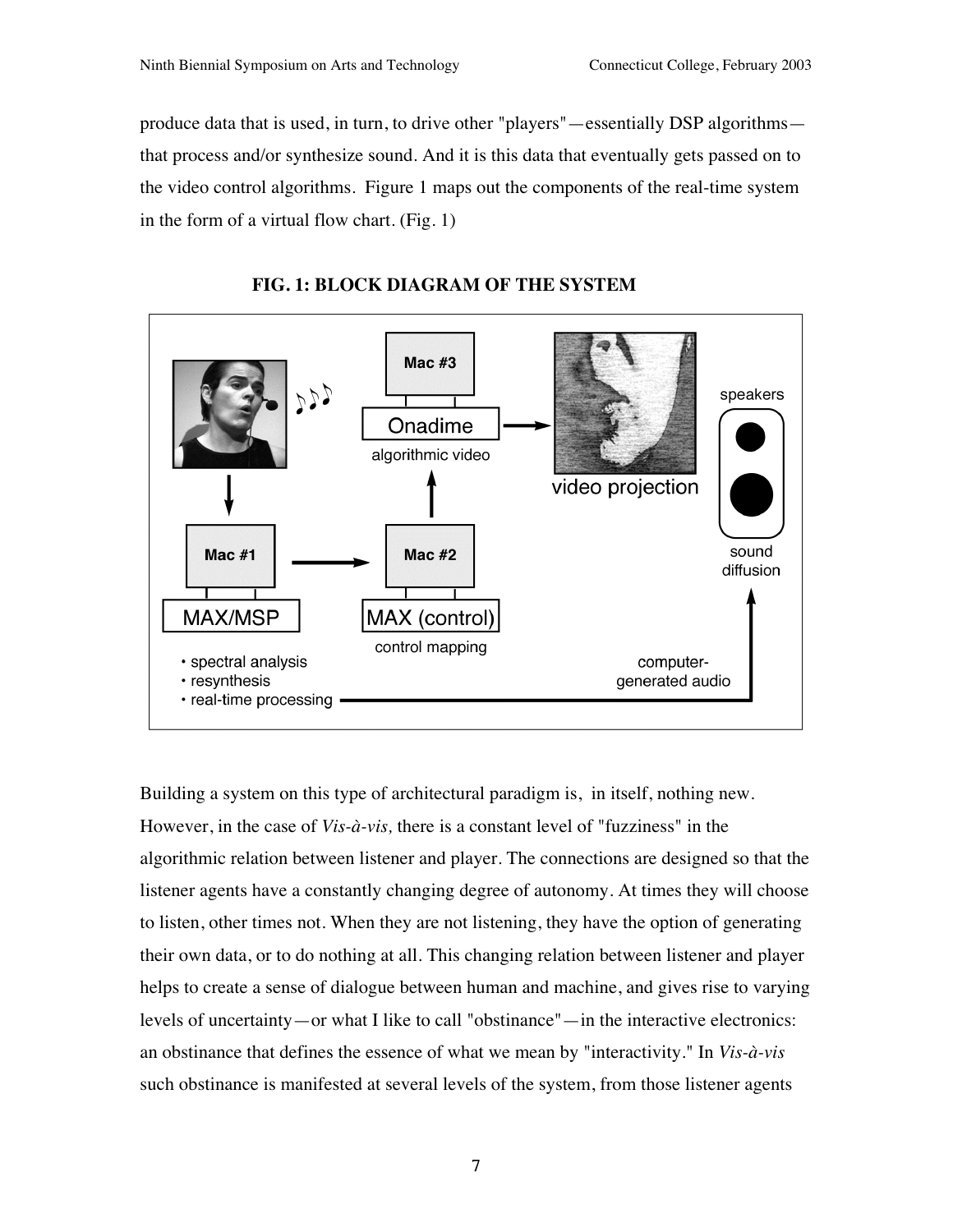produce data that is used, in turn, to drive other "players"—essentially DSP algorithms—that process and/or synthesize sound. And it is this data that eventually gets passed on to the video control algorithms. Figure 1 maps out the components of the real-time system in the form of a virtual flow chart. (Fig. 1)

**FIG. 1: BLOCK DIAGRAM OF THE SYSTEM**

Building a system on this type of architectural paradigm is, in itself, nothing new. However, in the case of *Vis-à-vis,* there is a constant level of "fuzziness" in the algorithmic relation between listener and player. The connections are designed so that the listener agents have a constantly changing degree of autonomy. At times they will choose to listen, other times not. When they are not listening, they have the option of generating their own data, or to do nothing at all. This changing relation between listener and player helps to create a sense of dialogue between human and machine, and gives rise to varying levels of uncertainty—or what I like to call "obstinance"—in the interactive electronics: an obstinance that defines the essence of what we mean by "interactivity." In *Vis-à-vis* such obstinance is manifested at several levels of the system, from those listener agents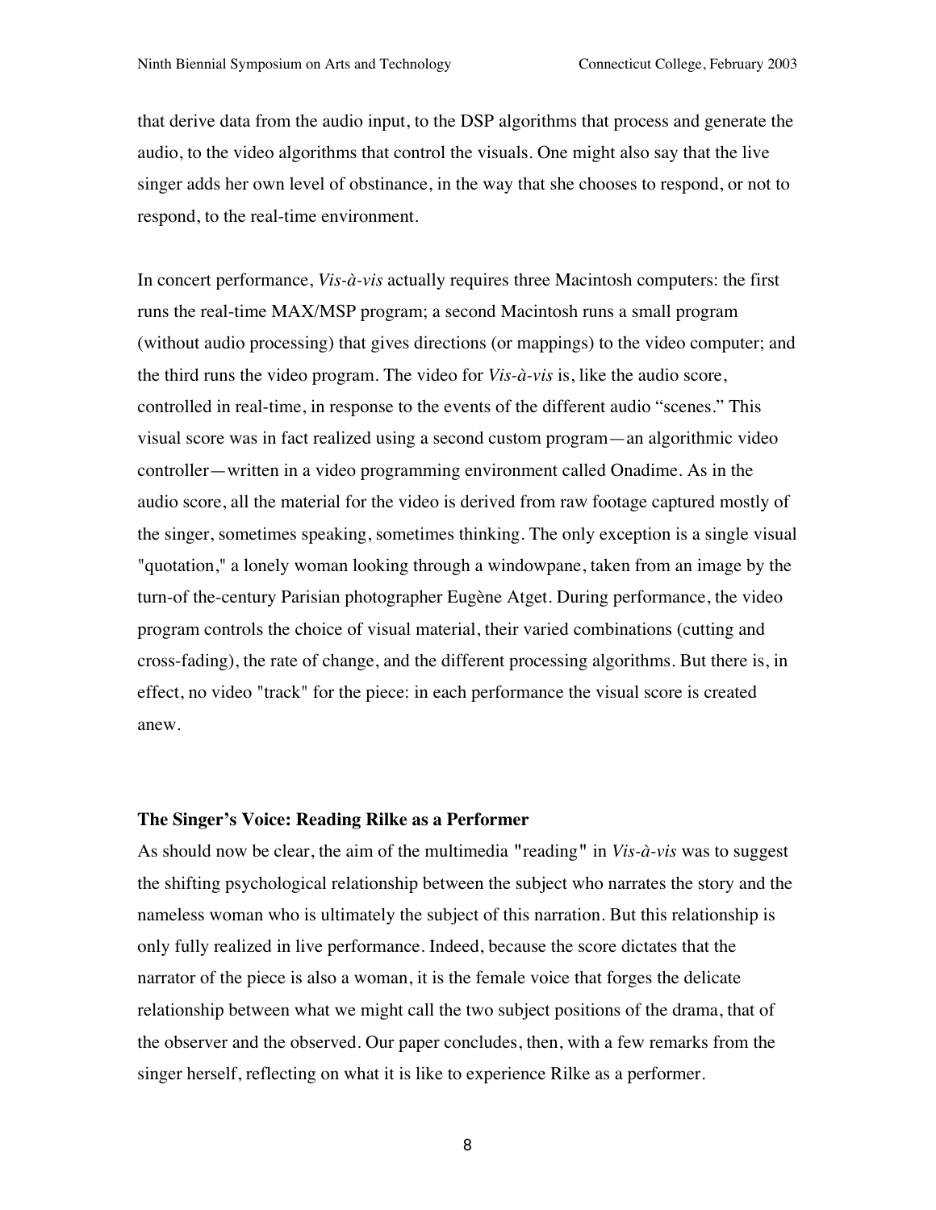that derive data from the audio input, to the DSP algorithms that process and generate the audio, to the video algorithms that control the visuals. One might also say that the live singer adds her own level of obstinance, in the way that she chooses to respond, or not to respond, to the real-time environment.

In concert performance, *Vis-à-vis* actually requires three Macintosh computers: the first runs the real-time MAX/MSP program; a second Macintosh runs a small program (without audio processing) that gives directions (or mappings) to the video computer; and the third runs the video program. The video for *Vis-à-vis* is, like the audio score, controlled in real-time, in response to the events of the different audio "scenes." This visual score was in fact realized using a second custom program—an algorithmic video controller—written in a video programming environment called Onadime. As in the audio score, all the material for the video is derived from raw footage captured mostly of the singer, sometimes speaking, sometimes thinking. The only exception is a single visual "quotation," a lonely woman looking through a windowpane, taken from an image by the turn-of the-century Parisian photographer Eugène Atget. During performance, the video program controls the choice of visual material, their varied combinations (cutting and cross-fading), the rate of change, and the different processing algorithms. But there is, in effect, no video "track" for the piece: in each performance the visual score is created anew.

### The Singer's Voice: Reading Rilke as a Performer

As should now be clear, the aim of the multimedia "reading" in *Vis-à-vis* was to suggest the shifting psychological relationship between the subject who narrates the story and the nameless woman who is ultimately the subject of this narration. But this relationship is only fully realized in live performance. Indeed, because the score dictates that the narrator of the piece is also a woman, it is the female voice that forges the delicate relationship between what we might call the two subject positions of the drama, that of the observer and the observed. Our paper concludes, then, with a few remarks from the singer herself, reflecting on what it is like to experience Rilke as a performer.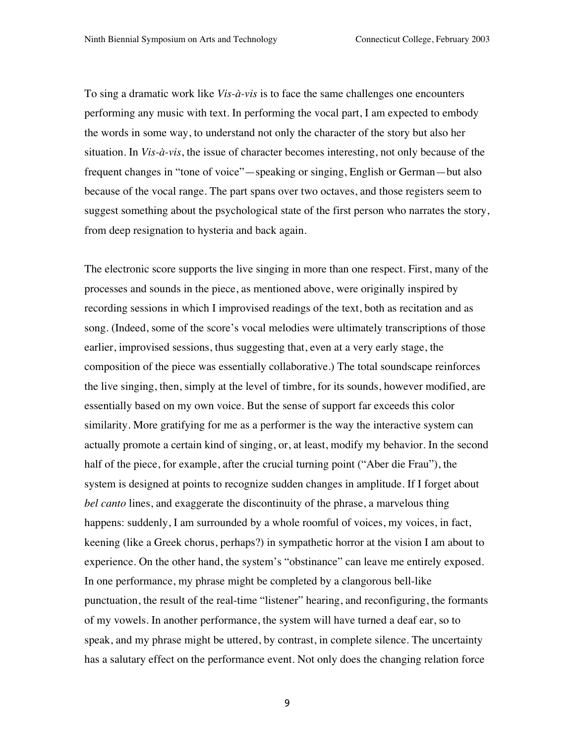To sing a dramatic work like *Vis-à-vis* is to face the same challenges one encounters performing any music with text. In performing the vocal part, I am expected to embody the words in some way, to understand not only the character of the story but also her situation. In *Vis-à-vis*, the issue of character becomes interesting, not only because of the frequent changes in "tone of voice"—speaking or singing, English or German—but also because of the vocal range. The part spans over two octaves, and those registers seem to suggest something about the psychological state of the first person who narrates the story, from deep resignation to hysteria and back again.

The electronic score supports the live singing in more than one respect. First, many of the processes and sounds in the piece, as mentioned above, were originally inspired by recording sessions in which I improvised readings of the text, both as recitation and as song. (Indeed, some of the score's vocal melodies were ultimately transcriptions of those earlier, improvised sessions, thus suggesting that, even at a very early stage, the composition of the piece was essentially collaborative.) The total soundscape reinforces the live singing, then, simply at the level of timbre, for its sounds, however modified, are essentially based on my own voice. But the sense of support far exceeds this color similarity. More gratifying for me as a performer is the way the interactive system can actually promote a certain kind of singing, or, at least, modify my behavior. In the second half of the piece, for example, after the crucial turning point ("Aber die Frau"), the system is designed at points to recognize sudden changes in amplitude. If I forget about *bel canto* lines, and exaggerate the discontinuity of the phrase, a marvelous thing happens: suddenly, I am surrounded by a whole roomful of voices, my voices, in fact, keening (like a Greek chorus, perhaps?) in sympathetic horror at the vision I am about to experience. On the other hand, the system's "obstinance" can leave me entirely exposed. In one performance, my phrase might be completed by a clangorous bell-like punctuation, the result of the real-time "listener" hearing, and reconfiguring, the formants of my vowels. In another performance, the system will have turned a deaf ear, so to speak, and my phrase might be uttered, by contrast, in complete silence. The uncertainty has a salutary effect on the performance event. Not only does the changing relation force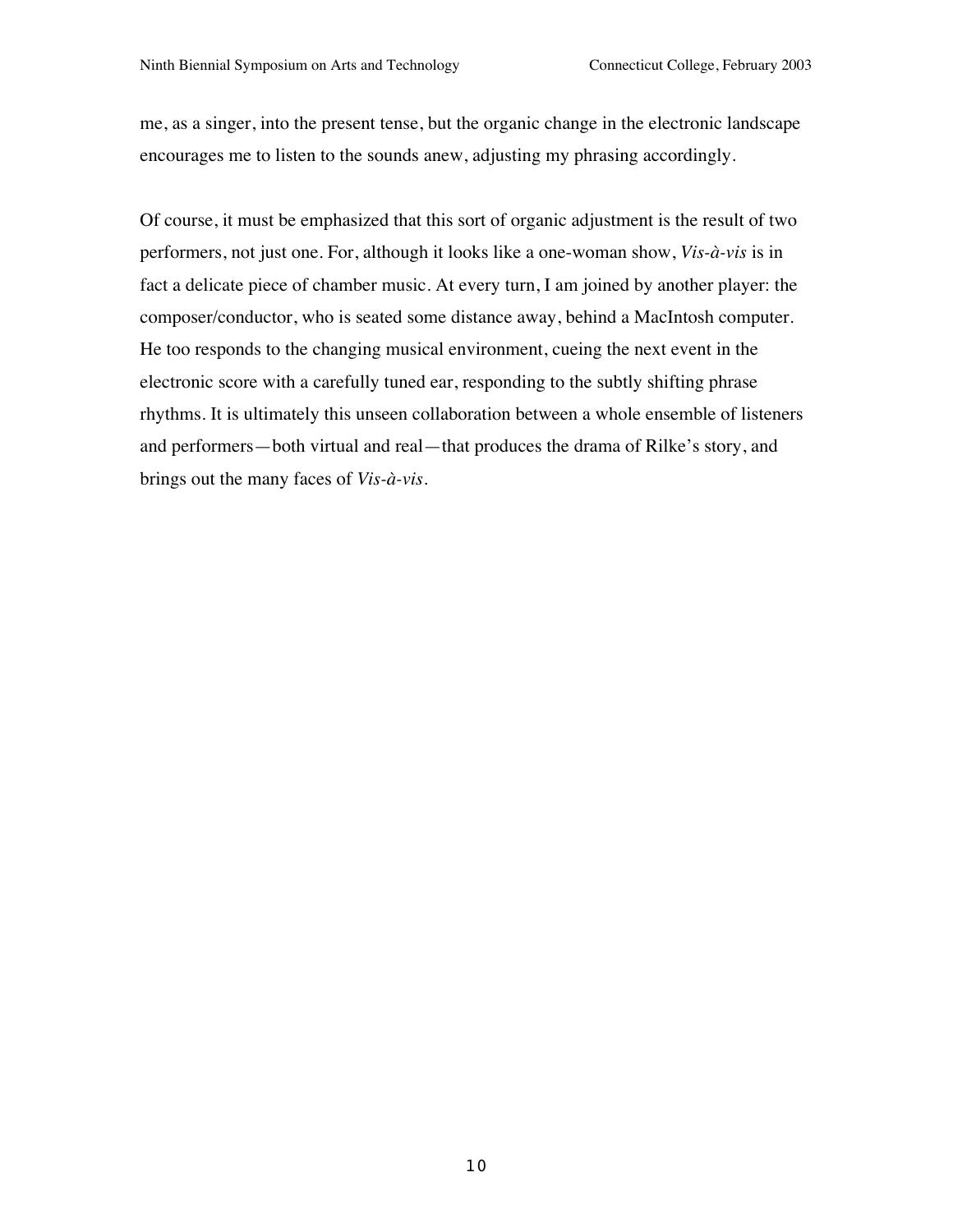me, as a singer, into the present tense, but the organic change in the electronic landscape encourages me to listen to the sounds anew, adjusting my phrasing accordingly.

Of course, it must be emphasized that this sort of organic adjustment is the result of two performers, not just one. For, although it looks like a one-woman show, *Vis-à-vis* is in fact a delicate piece of chamber music. At every turn, I am joined by another player: the composer/conductor, who is seated some distance away, behind a MacIntosh computer. He too responds to the changing musical environment, cueing the next event in the electronic score with a carefully tuned ear, responding to the subtly shifting phrase rhythms. It is ultimately this unseen collaboration between a whole ensemble of listeners and performers—both virtual and real—that produces the drama of Rilke's story, and brings out the many faces of *Vis-à-vis*.